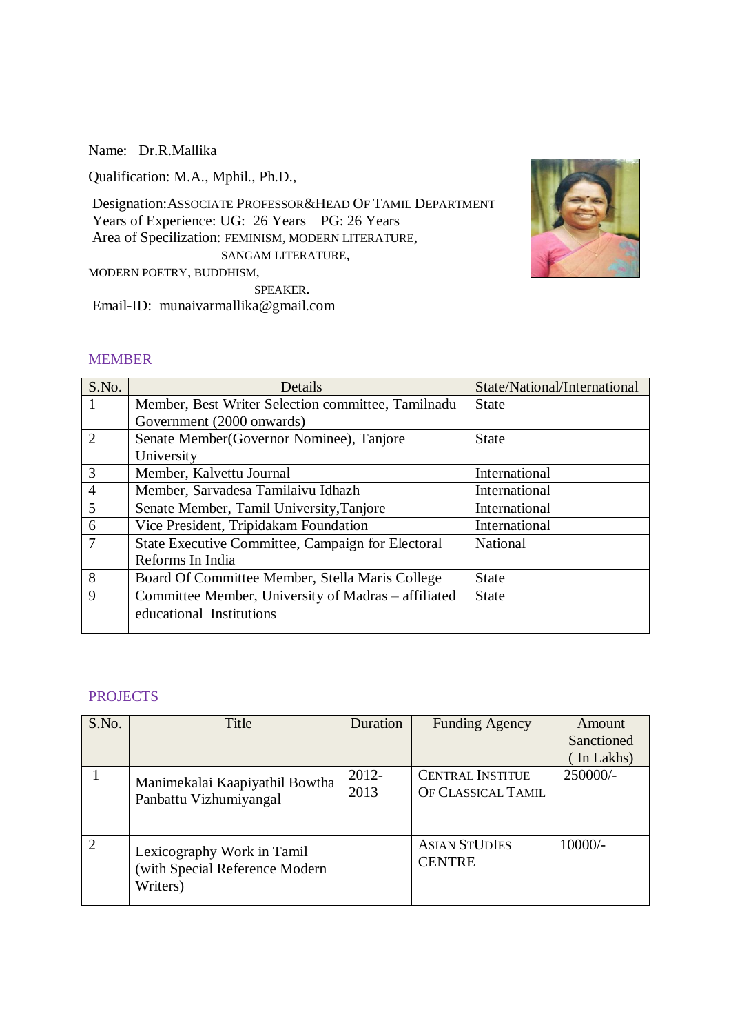Name: Dr.R.Mallika

Qualification: M.A., Mphil., Ph.D.,

Designation: ASSOCIATE PROFESSOR&HEAD OF TAMIL DEPARTMENT
Years of Experience: UG: 26 Years PG: 26 Years
Area of Specilization: FEMINISM, MODERN LITERATURE, SANGAM LITERATURE, MODERN POETRY, BUDDHISM, SPEAKER.
Email-ID: munaivarmallika@gmail.com

## MEMBER

| S.No. | Details | State/National/International |
|---|---|---|
| 1 | Member, Best Writer Selection committee, Tamilnadu Government (2000 onwards) | State |
| 2 | Senate Member(Governor Nominee), Tanjore University | State |
| 3 | Member, Kalvettu Journal | International |
| 4 | Member, Sarvadesa Tamilaivu Idhazh | International |
| 5 | Senate Member, Tamil University,Tanjore | International |
| 6 | Vice President, Tripidakam Foundation | International |
| 7 | State Executive Committee, Campaign for Electoral Reforms In India | National |
| 8 | Board Of Committee Member, Stella Maris College | State |
| 9 | Committee Member, University of Madras – affiliated educational Institutions | State |

## PROJECTS

| S.No. | Title | Duration | Funding Agency | Amount Sanctioned ( In Lakhs) |
|---|---|---|---|---|
| 1 | Manimekalai Kaapiyathil Bowtha Panbattu Vizhumiyangal | 2012-2013 | CENTRAL INSTITUE OF CLASSICAL TAMIL | 250000/- |
| 2 | Lexicography Work in Tamil (with Special Reference Modern Writers) | | ASIAN STUDIES CENTRE | 10000/- |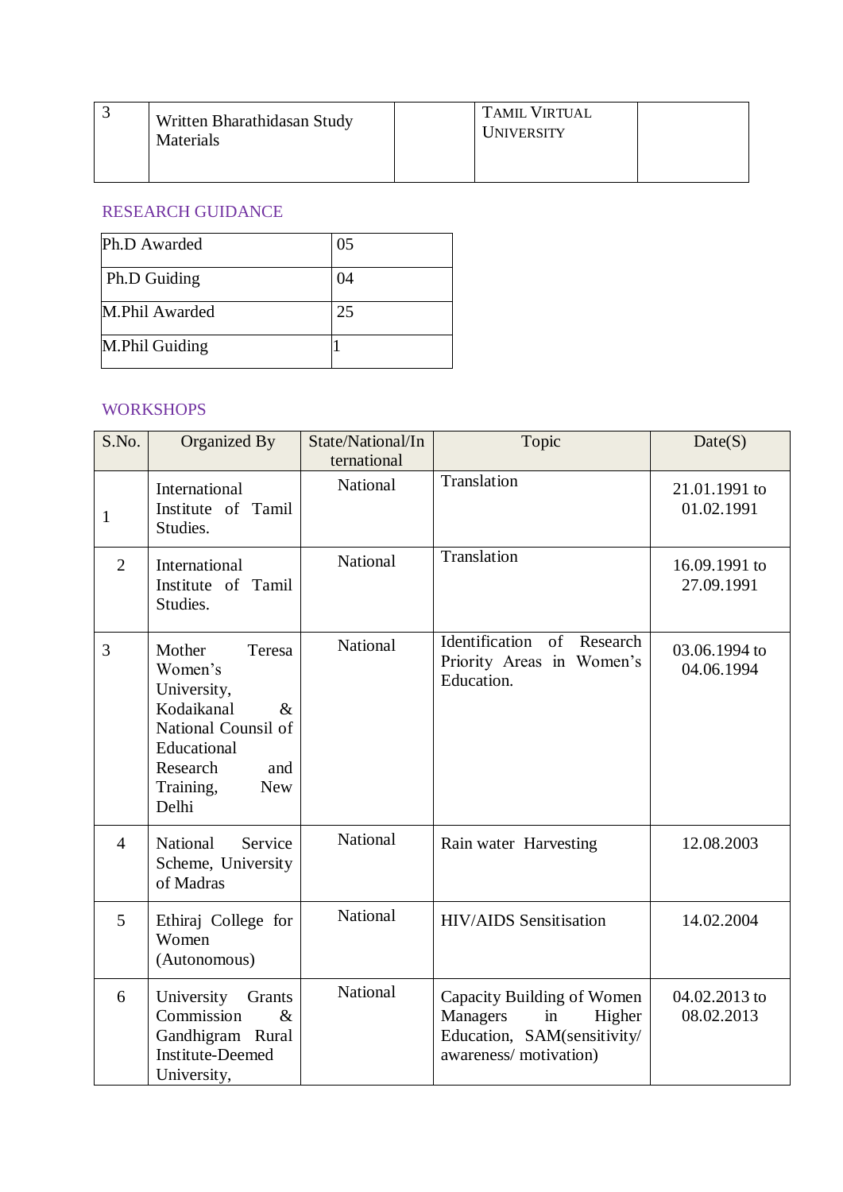| 3 | Written Bharathidasan Study Materials | | TAMIL VIRTUAL UNIVERSITY | |
|---|---|---|---|---|

## RESEARCH GUIDANCE

| Ph.D Awarded | 05 |
|---|---|
| Ph.D Guiding | 04 |
| M.Phil Awarded | 25 |
| M.Phil Guiding | 1 |

## WORKSHOPS

| S.No. | Organized By | State/National/International | Topic | Date(S) |
|---|---|---|---|---|
| 1 | International Institute of Tamil Studies. | National | Translation | 21.01.1991 to 01.02.1991 |
| 2 | International Institute of Tamil Studies. | National | Translation | 16.09.1991 to 27.09.1991 |
| 3 | Mother Teresa Women's University, Kodaikanal & National Counsil of Educational Research and Training, New Delhi | National | Identification of Research Priority Areas in Women's Education. | 03.06.1994 to 04.06.1994 |
| 4 | National Service Scheme, University of Madras | National | Rain water Harvesting | 12.08.2003 |
| 5 | Ethiraj College for Women (Autonomous) | National | HIV/AIDS Sensitisation | 14.02.2004 |
| 6 | University Grants Commission & Gandhigram Rural Institute-Deemed University, | National | Capacity Building of Women Managers in Higher Education, SAM(sensitivity/ awareness/ motivation) | 04.02.2013 to 08.02.2013 |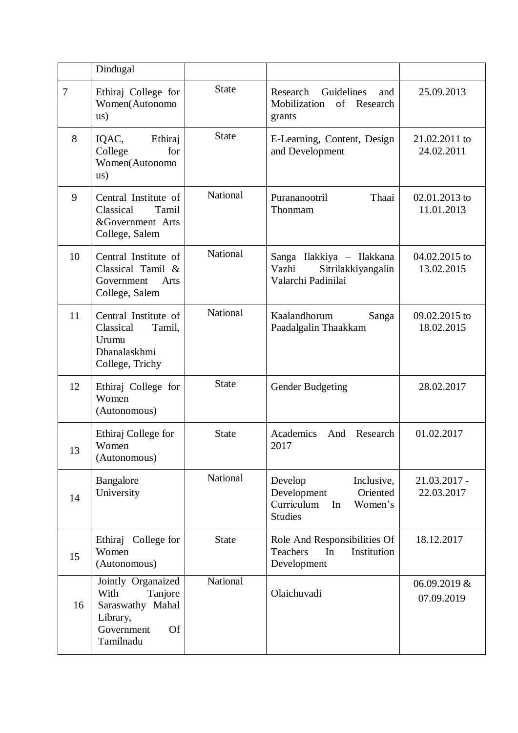|  | Dindugal |  |  |  |
|---|---|---|---|---|
| 7 | Ethiraj College for Women(Autonomous) | State | Research Guidelines and Mobilization of Research grants | 25.09.2013 |
| 8 | IQAC, Ethiraj College for Women(Autonomous) | State | E-Learning, Content, Design and Development | 21.02.2011 to 24.02.2011 |
| 9 | Central Institute of Classical Tamil &Government Arts College, Salem | National | Purananootril Thaai Thonmam | 02.01.2013 to 11.01.2013 |
| 10 | Central Institute of Classical Tamil & Government Arts College, Salem | National | Sanga Ilakkiya – Ilakkana Vazhi Sitrilakkiyangalin Valarchi Padinilai | 04.02.2015 to 13.02.2015 |
| 11 | Central Institute of Classical Tamil, Urumu Dhanalaskhmi College, Trichy | National | Kaalandhorum Sanga Paadalgalin Thaakkam | 09.02.2015 to 18.02.2015 |
| 12 | Ethiraj College for Women (Autonomous) | State | Gender Budgeting | 28.02.2017 |
| 13 | Ethiraj College for Women (Autonomous) | State | Academics And Research 2017 | 01.02.2017 |
| 14 | Bangalore University | National | Develop Inclusive, Development Oriented Curriculum In Women's Studies | 21.03.2017 - 22.03.2017 |
| 15 | Ethiraj College for Women (Autonomous) | State | Role And Responsibilities Of Teachers In Institution Development | 18.12.2017 |
| 16 | Jointly Organaized With Tanjore Saraswathy Mahal Library, Government Of Tamilnadu | National | Olaichuvadi | 06.09.2019 & 07.09.2019 |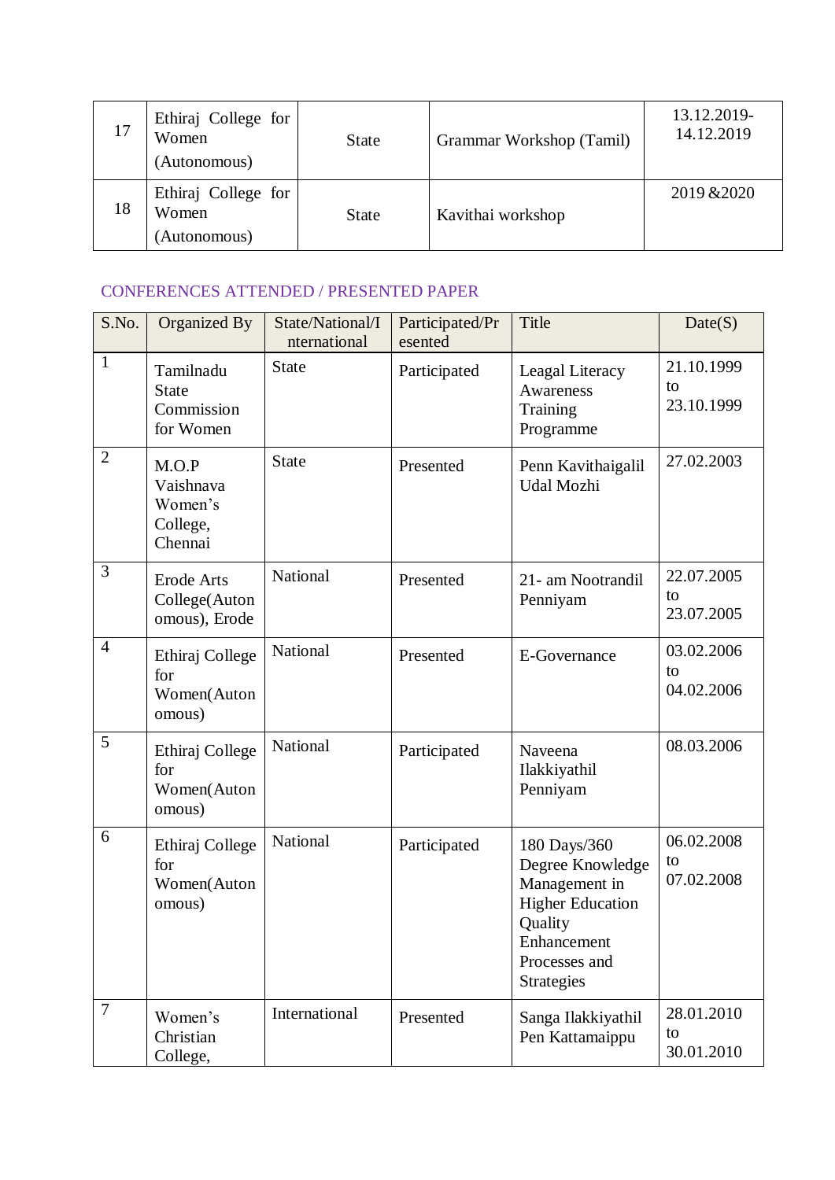| 17 | Ethiraj College for Women (Autonomous) | State | Grammar Workshop (Tamil) | 13.12.2019-14.12.2019 |
|---|---|---|---|---|
| 18 | Ethiraj College for Women (Autonomous) | State | Kavithai workshop | 2019 &2020 |

## CONFERENCES ATTENDED / PRESENTED PAPER

| S.No. | Organized By | State/National/International | Participated/Presented | Title | Date(S) |
|---|---|---|---|---|---|
| 1 | Tamilnadu State Commission for Women | State | Participated | Leagal Literacy Awareness Training Programme | 21.10.1999 to 23.10.1999 |
| 2 | M.O.P Vaishnava Women's College, Chennai | State | Presented | Penn Kavithaigalil Udal Mozhi | 27.02.2003 |
| 3 | Erode Arts College(Autonomous), Erode | National | Presented | 21- am Nootrandil Penniyam | 22.07.2005 to 23.07.2005 |
| 4 | Ethiraj College for Women(Autonomous) | National | Presented | E-Governance | 03.02.2006 to 04.02.2006 |
| 5 | Ethiraj College for Women(Autonomous) | National | Participated | Naveena Ilakkiyathil Penniyam | 08.03.2006 |
| 6 | Ethiraj College for Women(Autonomous) | National | Participated | 180 Days/360 Degree Knowledge Management in Higher Education Quality Enhancement Processes and Strategies | 06.02.2008 to 07.02.2008 |
| 7 | Women's Christian College, | International | Presented | Sanga Ilakkiyathil Pen Kattamaippu | 28.01.2010 to 30.01.2010 |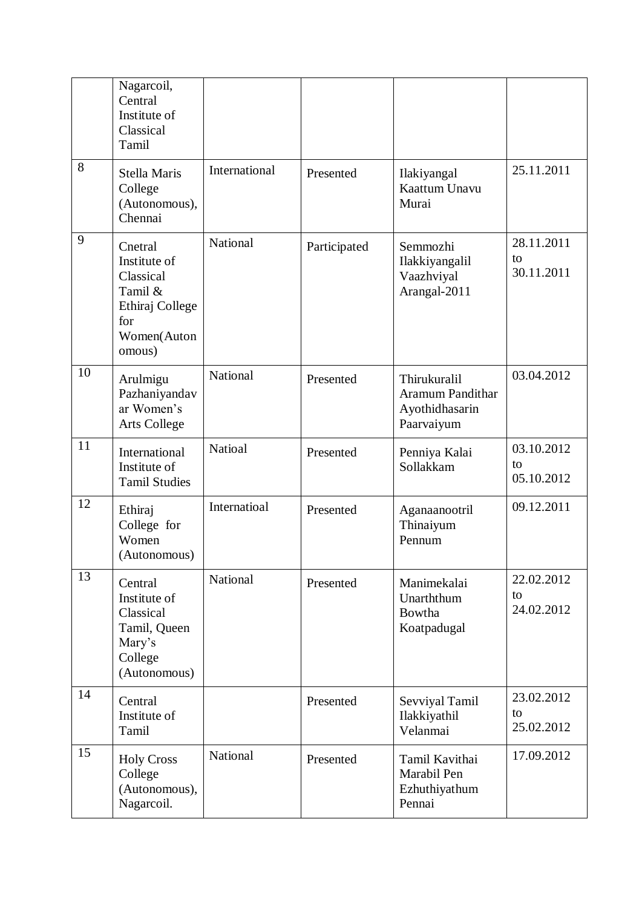|  | Nagarcoil, Central Institute of Classical Tamil |  |  |  |  |
|---|---|---|---|---|---|
| 8 | Stella Maris College (Autonomous), Chennai | International | Presented | Ilakiyangal Kaattum Unavu Murai | 25.11.2011 |
| 9 | Cnetral Institute of Classical Tamil & Ethiraj College for Women(Autonomous) | National | Participated | Semmozhi Ilakkiyangalil Vaazhviyal Arangal-2011 | 28.11.2011 to 30.11.2011 |
| 10 | Arulmigu Pazhaniyandavar Women's Arts College | National | Presented | Thirukuralil Aramum Pandithar Ayothidhasarin Paarvaiyum | 03.04.2012 |
| 11 | International Institute of Tamil Studies | Natioal | Presented | Penniya Kalai Sollakkam | 03.10.2012 to 05.10.2012 |
| 12 | Ethiraj College for Women (Autonomous) | Internatioal | Presented | Aganaanootril Thinaiyum Pennum | 09.12.2011 |
| 13 | Central Institute of Classical Tamil, Queen Mary's College (Autonomous) | National | Presented | Manimekalai Unarththum Bowtha Koatpadugal | 22.02.2012 to 24.02.2012 |
| 14 | Central Institute of Tamil |  | Presented | Sevviyal Tamil Ilakkiyathil Velanmai | 23.02.2012 to 25.02.2012 |
| 15 | Holy Cross College (Autonomous), Nagarcoil. | National | Presented | Tamil Kavithai Marabil Pen Ezhuthiyathum Pennai | 17.09.2012 |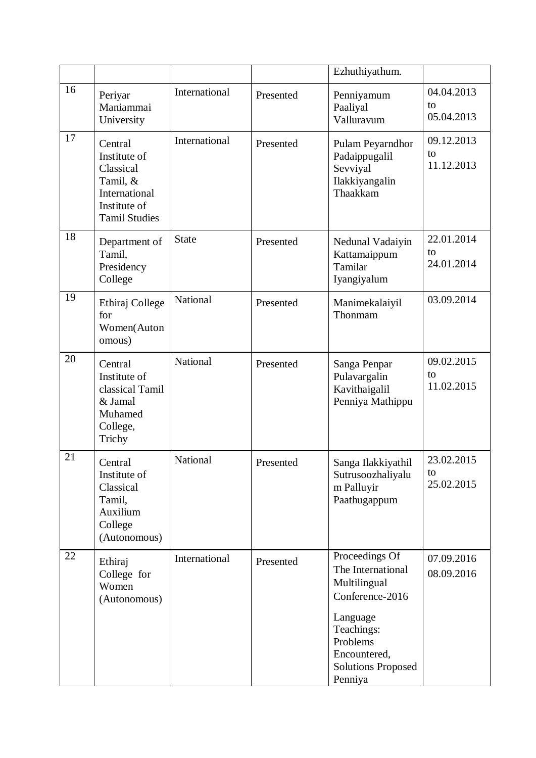| | | | | | |
|---|---|---|---|---|---|
| | | | | Ezhuthiyathum. | |
| 16 | Periyar Maniammai University | International | Presented | Penniyamum Paaliyal Valluravum | 04.04.2013 to 05.04.2013 |
| 17 | Central Institute of Classical Tamil, & International Institute of Tamil Studies | International | Presented | Pulam Peyarndhor Padaippugalil Sevviyal Ilakkiyangalin Thaakkam | 09.12.2013 to 11.12.2013 |
| 18 | Department of Tamil, Presidency College | State | Presented | Nedunal Vadaiyin Kattamaippum Tamilar Iyangiyalum | 22.01.2014 to 24.01.2014 |
| 19 | Ethiraj College for Women(Autonomous) | National | Presented | Manimekalaiyil Thonmam | 03.09.2014 |
| 20 | Central Institute of classical Tamil & Jamal Muhamed College, Trichy | National | Presented | Sanga Penpar Pulavargalin Kavithaigalil Penniya Mathippu | 09.02.2015 to 11.02.2015 |
| 21 | Central Institute of Classical Tamil, Auxilium College (Autonomous) | National | Presented | Sanga Ilakkiyathil Sutrusoozhaliyalum Palluyir Paathugappum | 23.02.2015 to 25.02.2015 |
| 22 | Ethiraj College for Women (Autonomous) | International | Presented | Proceedings Of The International Multilingual Conference-2016<br>Language Teachings: Problems Encountered, Solutions Proposed Penniya | 07.09.2016 08.09.2016 |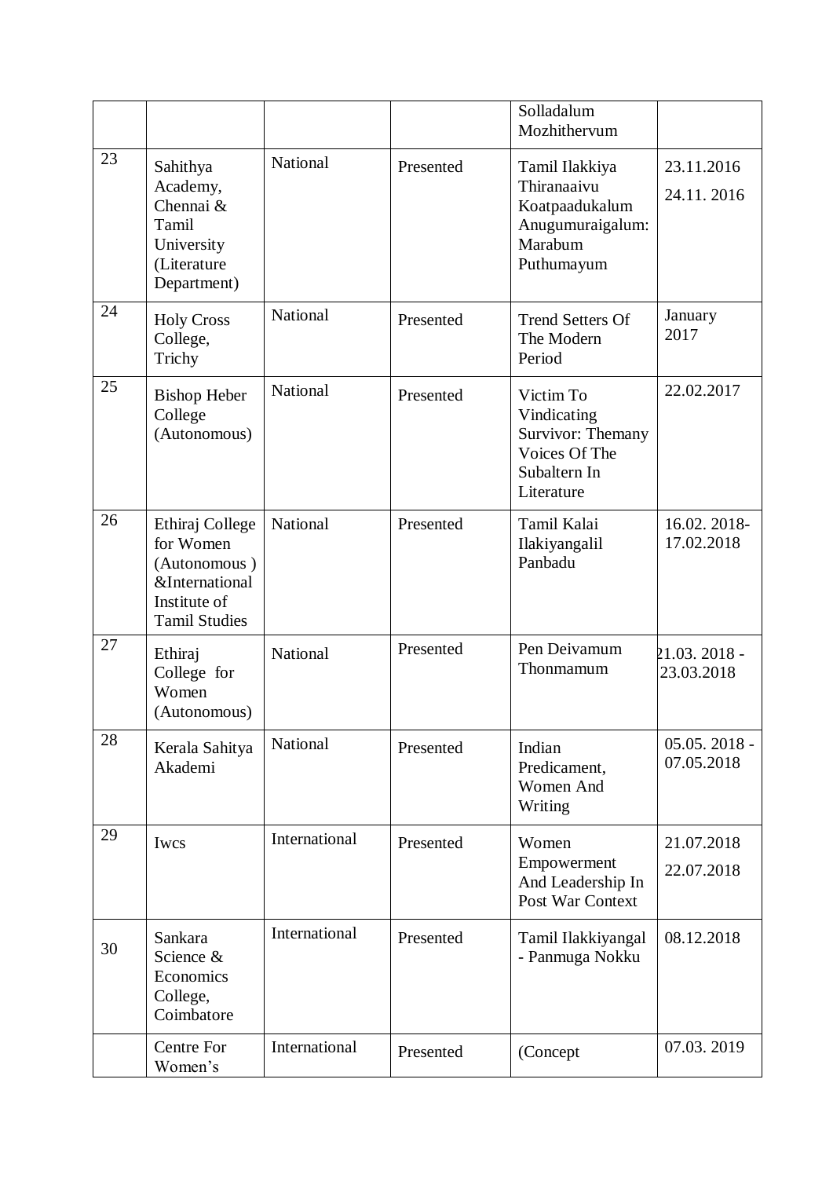| | | | | Solladalum Mozhithervum | |
|---|---|---|---|---|---|
| 23 | Sahithya Academy, Chennai & Tamil University (Literature Department) | National | Presented | Tamil Ilakkiya Thiranaaivu Koatpaadukalum Anugumuraigalum: Marabum Puthumayum | 23.11.2016 24.11. 2016 |
| 24 | Holy Cross College, Trichy | National | Presented | Trend Setters Of The Modern Period | January 2017 |
| 25 | Bishop Heber College (Autonomous) | National | Presented | Victim To Vindicating Survivor: Themany Voices Of The Subaltern In Literature | 22.02.2017 |
| 26 | Ethiraj College for Women (Autonomous ) &International Institute of Tamil Studies | National | Presented | Tamil Kalai Ilakiyangalil Panbadu | 16.02. 2018-17.02.2018 |
| 27 | Ethiraj College for Women (Autonomous) | National | Presented | Pen Deivamum Thonmamum | 21.03. 2018 - 23.03.2018 |
| 28 | Kerala Sahitya Akademi | National | Presented | Indian Predicament, Women And Writing | 05.05. 2018 - 07.05.2018 |
| 29 | Iwcs | International | Presented | Women Empowerment And Leadership In Post War Context | 21.07.2018 22.07.2018 |
| 30 | Sankara Science & Economics College, Coimbatore | International | Presented | Tamil Ilakkiyangal - Panmuga Nokku | 08.12.2018 |
| | Centre For Women's | International | Presented | (Concept | 07.03. 2019 |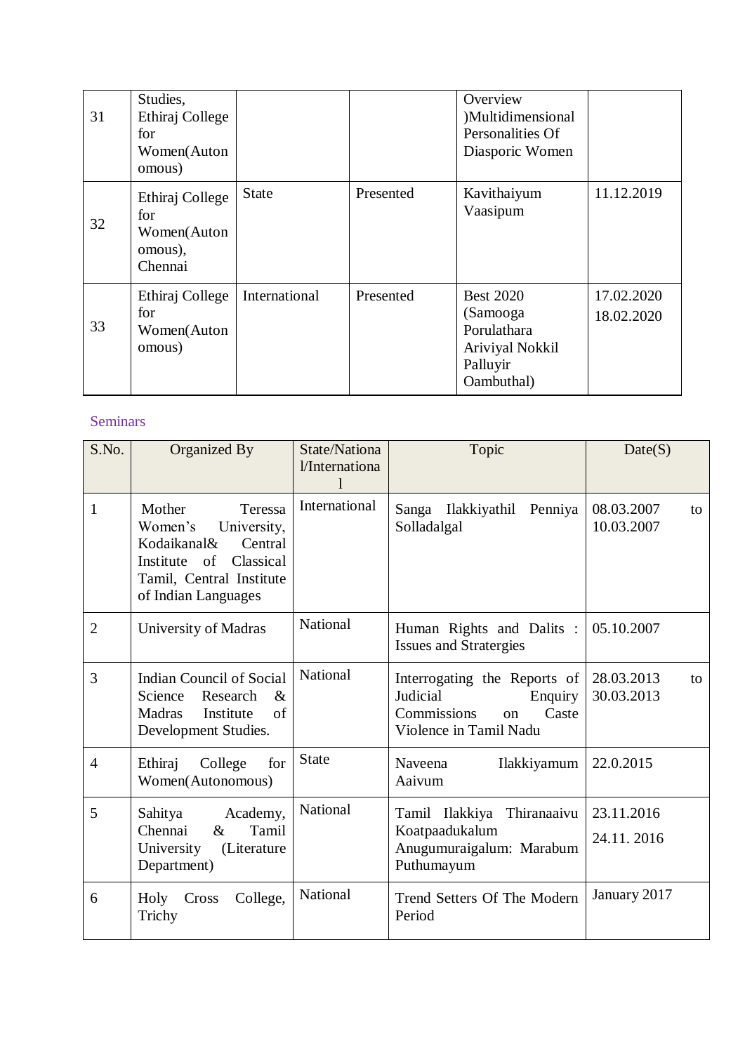| | | | | | |
|---|---|---|---|---|---|
| 31 | Studies, Ethiraj College for Women(Autonomous) | | | Overview )Multidimensional Personalities Of Diasporic Women | |
| 32 | Ethiraj College for Women(Autonomous), Chennai | State | Presented | Kavithaiyum Vaasipum | 11.12.2019 |
| 33 | Ethiraj College for Women(Autonomous) | International | Presented | Best 2020 (Samooga Porulathara Ariviyal Nokkil Palluyir Oambuthal) | 17.02.2020 18.02.2020 |

Seminars

| S.No. | Organized By | State/National/International | Topic | Date(S) |
|---|---|---|---|---|
| 1 | Mother Teressa Women's University, Kodaikanal& Central Institute of Classical Tamil, Central Institute of Indian Languages | International | Sanga Ilakkiyathil Penniya Solladalgal | 08.03.2007 to 10.03.2007 |
| 2 | University of Madras | National | Human Rights and Dalits : Issues and Stratergies | 05.10.2007 |
| 3 | Indian Council of Social Science Research & Madras Institute of Development Studies. | National | Interrogating the Reports of Judicial Enquiry Commissions on Caste Violence in Tamil Nadu | 28.03.2013 to 30.03.2013 |
| 4 | Ethiraj College for Women(Autonomous) | State | Naveena Ilakkiyamum Aaivum | 22.0.2015 |
| 5 | Sahitya Academy, Chennai & Tamil University (Literature Department) | National | Tamil Ilakkiya Thiranaaivu Koatpaadukalum Anugumuraigalum: Marabum Puthumayum | 23.11.2016 24.11. 2016 |
| 6 | Holy Cross College, Trichy | National | Trend Setters Of The Modern Period | January 2017 |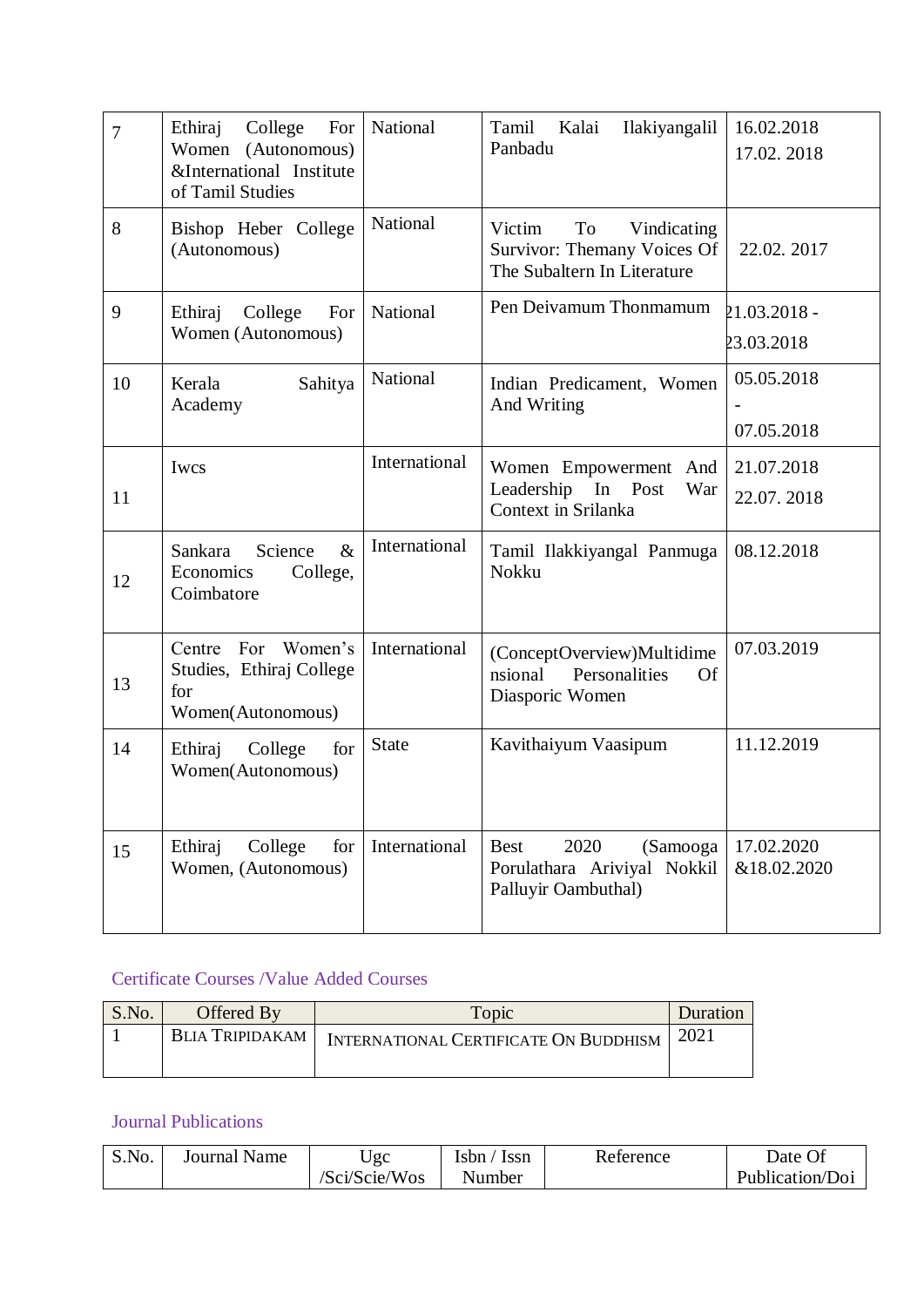| 7 | Ethiraj College For Women (Autonomous) &International Institute of Tamil Studies | National | Tamil Kalai Ilakiyangalil Panbadu | 16.02.2018 17.02. 2018 |
|---|---|---|---|---|
| 8 | Bishop Heber College (Autonomous) | National | Victim To Vindicating Survivor: Themany Voices Of The Subaltern In Literature | 22.02. 2017 |
| 9 | Ethiraj College For Women (Autonomous) | National | Pen Deivamum Thonmamum | 21.03.2018 - 23.03.2018 |
| 10 | Kerala Sahitya Academy | National | Indian Predicament, Women And Writing | 05.05.2018 - 07.05.2018 |
| 11 | Iwcs | International | Women Empowerment And Leadership In Post War Context in Srilanka | 21.07.2018 22.07. 2018 |
| 12 | Sankara Science & Economics College, Coimbatore | International | Tamil Ilakkiyangal Panmuga Nokku | 08.12.2018 |
| 13 | Centre For Women's Studies, Ethiraj College for Women(Autonomous) | International | (ConceptOverview)Multidimensional Personalities Of Diasporic Women | 07.03.2019 |
| 14 | Ethiraj College for Women(Autonomous) | State | Kavithaiyum Vaasipum | 11.12.2019 |
| 15 | Ethiraj College for Women, (Autonomous) | International | Best 2020 (Samooga Porulathara Ariviyal Nokkil Palluyir Oambuthal) | 17.02.2020 &18.02.2020 |

## Certificate Courses /Value Added Courses

| S.No. | Offered By | Topic | Duration |
|---|---|---|---|
| 1 | BLIA TRIPIDAKAM | INTERNATIONAL CERTIFICATE ON BUDDHISM | 2021 |

## Journal Publications

| S.No. | Journal Name | Ugc /Sci/Scie/Wos | Isbn / Issn Number | Reference | Date Of Publication/Doi |
|---|---|---|---|---|---|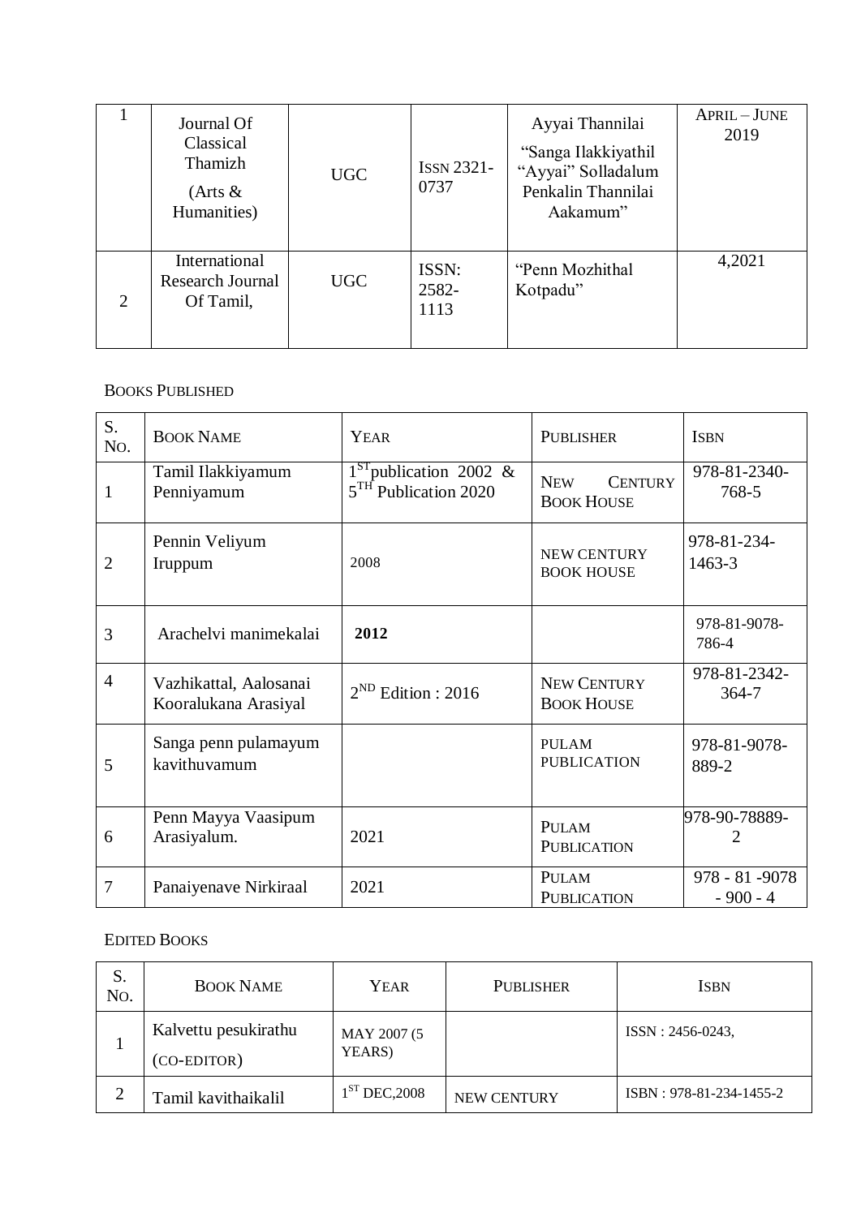| 1 | Journal Of Classical Thamizh (Arts & Humanities) | UGC | ISSN 2321-0737 | Ayyai Thannilai "Sanga Ilakkiyathil "Ayyai" Solladalum Penkalin Thannilai Aakamum" | APRIL – JUNE 2019 |
|---|---|---|---|---|---|
| 2 | International Research Journal Of Tamil, | UGC | ISSN: 2582-1113 | "Penn Mozhithal Kotpadu" | 4,2021 |

BOOKS PUBLISHED

| S. NO. | BOOK NAME | YEAR | PUBLISHER | ISBN |
|---|---|---|---|---|
| 1 | Tamil Ilakkiyamum Penniyamum | 1ST publication 2002 & 5TH Publication 2020 | NEW CENTURY BOOK HOUSE | 978-81-2340-768-5 |
| 2 | Pennin Veliyum Iruppum | 2008 | NEW CENTURY BOOK HOUSE | 978-81-234-1463-3 |
| 3 | Arachelvi manimekalai | **2012** | | 978-81-9078-786-4 |
| 4 | Vazhikattal, Aalosanai Kooralukana Arasiyal | 2ND Edition : 2016 | NEW CENTURY BOOK HOUSE | 978-81-2342-364-7 |
| 5 | Sanga penn pulamayum kavithuvamum | | PULAM PUBLICATION | 978-81-9078-889-2 |
| 6 | Penn Mayya Vaasipum Arasiyalum. | 2021 | PULAM PUBLICATION | 978-90-78889-2 |
| 7 | Panaiyenave Nirkiraal | 2021 | PULAM PUBLICATION | 978 - 81 -9078 - 900 - 4 |

EDITED BOOKS

| S. NO. | BOOK NAME | YEAR | PUBLISHER | ISBN |
|---|---|---|---|---|
| 1 | Kalvettu pesukirathu (CO-EDITOR) | MAY 2007 (5 YEARS) | | ISSN : 2456-0243, |
| 2 | Tamil kavithaikalil | 1ST DEC,2008 | NEW CENTURY | ISBN : 978-81-234-1455-2 |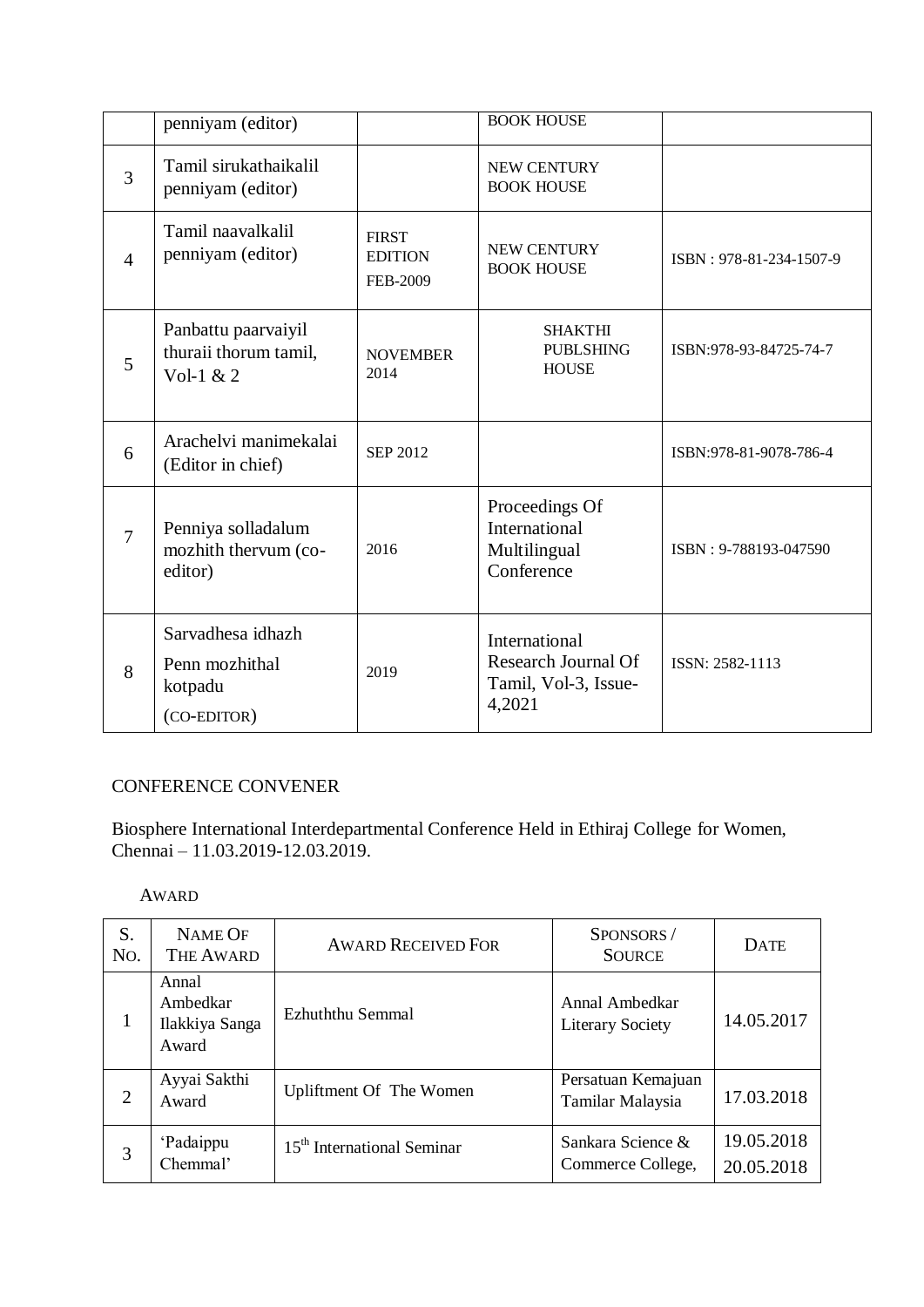|  | penniyam (editor) |  | BOOK HOUSE |  |
|---|---|---|---|---|
| 3 | Tamil sirukathaikalil penniyam (editor) |  | NEW CENTURY BOOK HOUSE |  |
| 4 | Tamil naavalkalil penniyam (editor) | FIRST EDITION FEB-2009 | NEW CENTURY BOOK HOUSE | ISBN : 978-81-234-1507-9 |
| 5 | Panbattu paarvaiyil thuraii thorum tamil, Vol-1 & 2 | NOVEMBER 2014 | SHAKTHI PUBLSHING HOUSE | ISBN:978-93-84725-74-7 |
| 6 | Arachelvi manimekalai (Editor in chief) | SEP 2012 |  | ISBN:978-81-9078-786-4 |
| 7 | Penniya solladalum mozhith thervum (co-editor) | 2016 | Proceedings Of International Multilingual Conference | ISBN : 9-788193-047590 |
| 8 | Sarvadhesa idhazh Penn mozhithal kotpadu (CO-EDITOR) | 2019 | International Research Journal Of Tamil, Vol-3, Issue-4,2021 | ISSN: 2582-1113 |

CONFERENCE CONVENER

Biosphere International Interdepartmental Conference Held in Ethiraj College for Women, Chennai – 11.03.2019-12.03.2019.

AWARD

| S. No. | Name Of The Award | Award Received For | Sponsors / Source | Date |
|---|---|---|---|---|
| 1 | Annal Ambedkar Ilakkiya Sanga Award | Ezhuththu Semmal | Annal Ambedkar Literary Society | 14.05.2017 |
| 2 | Ayyai Sakthi Award | Upliftment Of The Women | Persatuan Kemajuan Tamilar Malaysia | 17.03.2018 |
| 3 | 'Padaippu Chemmal' | 15th International Seminar | Sankara Science & Commerce College, | 19.05.2018 20.05.2018 |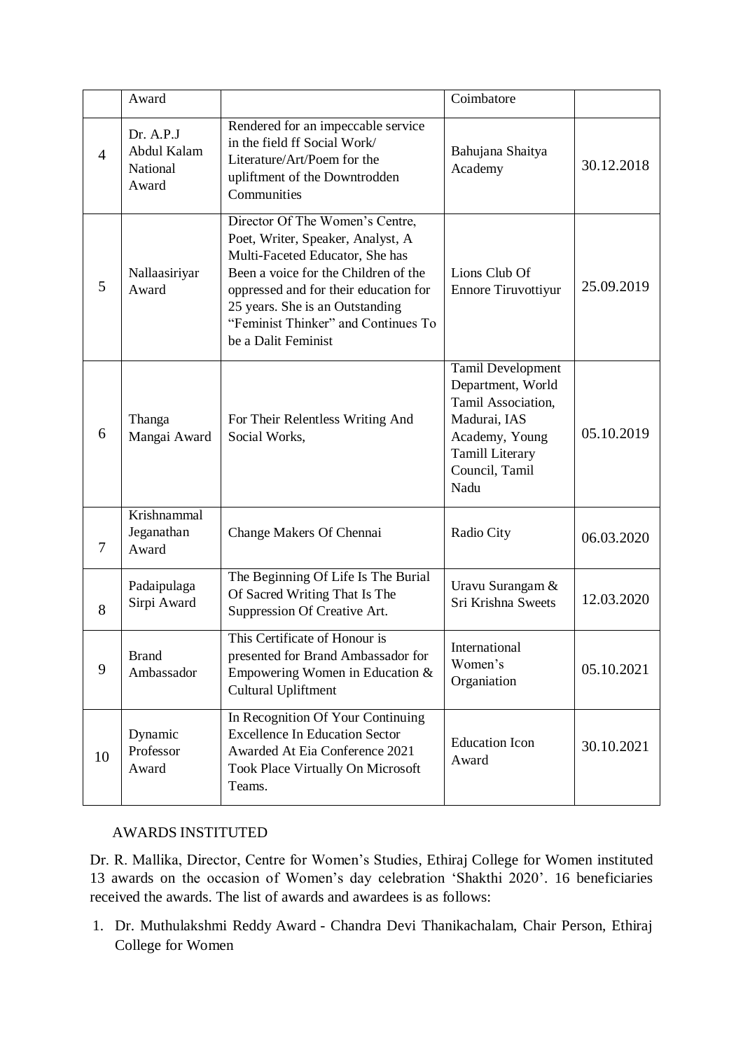| | Award | | Coimbatore | |
|---|---|---|---|---|
| 4 | Dr. A.P.J Abdul Kalam National Award | Rendered for an impeccable service in the field ff Social Work/ Literature/Art/Poem for the upliftment of the Downtrodden Communities | Bahujana Shaitya Academy | 30.12.2018 |
| 5 | Nallaasiriyar Award | Director Of The Women's Centre, Poet, Writer, Speaker, Analyst, A Multi-Faceted Educator, She has Been a voice for the Children of the oppressed and for their education for 25 years. She is an Outstanding "Feminist Thinker" and Continues To be a Dalit Feminist | Lions Club Of Ennore Tiruvottiyur | 25.09.2019 |
| 6 | Thanga Mangai Award | For Their Relentless Writing And Social Works, | Tamil Development Department, World Tamil Association, Madurai, IAS Academy, Young Tamill Literary Council, Tamil Nadu | 05.10.2019 |
| 7 | Krishnammal Jeganathan Award | Change Makers Of Chennai | Radio City | 06.03.2020 |
| 8 | Padaipulaga Sirpi Award | The Beginning Of Life Is The Burial Of Sacred Writing That Is The Suppression Of Creative Art. | Uravu Surangam & Sri Krishna Sweets | 12.03.2020 |
| 9 | Brand Ambassador | This Certificate of Honour is presented for Brand Ambassador for Empowering Women in Education & Cultural Upliftment | International Women's Organiation | 05.10.2021 |
| 10 | Dynamic Professor Award | In Recognition Of Your Continuing Excellence In Education Sector Awarded At Eia Conference 2021 Took Place Virtually On Microsoft Teams. | Education Icon Award | 30.10.2021 |

AWARDS INSTITUTED

Dr. R. Mallika, Director, Centre for Women's Studies, Ethiraj College for Women instituted 13 awards on the occasion of Women's day celebration 'Shakthi 2020'. 16 beneficiaries received the awards. The list of awards and awardees is as follows:

1. Dr. Muthulakshmi Reddy Award - Chandra Devi Thanikachalam, Chair Person, Ethiraj College for Women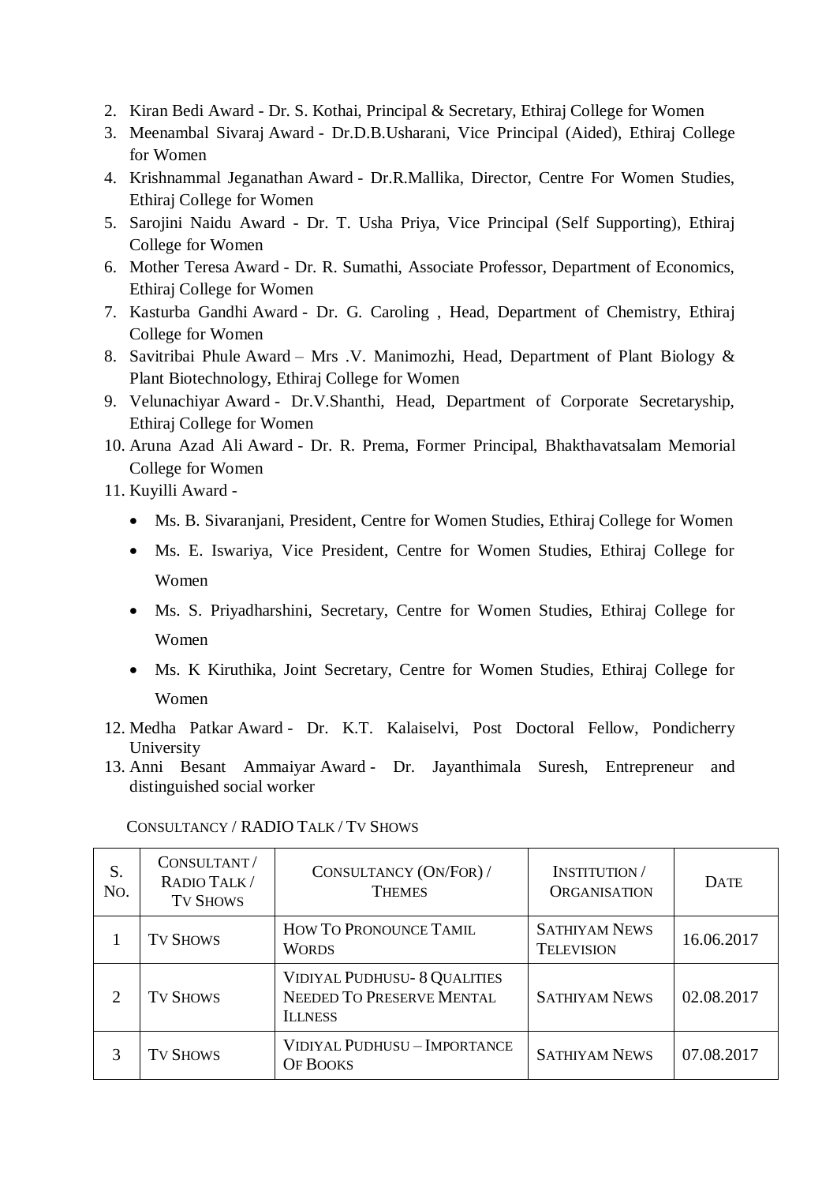2. Kiran Bedi Award - Dr. S. Kothai, Principal & Secretary, Ethiraj College for Women
3. Meenambal Sivaraj Award - Dr.D.B.Usharani, Vice Principal (Aided), Ethiraj College for Women
4. Krishnammal Jeganathan Award - Dr.R.Mallika, Director, Centre For Women Studies, Ethiraj College for Women
5. Sarojini Naidu Award - Dr. T. Usha Priya, Vice Principal (Self Supporting), Ethiraj College for Women
6. Mother Teresa Award - Dr. R. Sumathi, Associate Professor, Department of Economics, Ethiraj College for Women
7. Kasturba Gandhi Award - Dr. G. Caroling , Head, Department of Chemistry, Ethiraj College for Women
8. Savitribai Phule Award – Mrs .V. Manimozhi, Head, Department of Plant Biology & Plant Biotechnology, Ethiraj College for Women
9. Velunachiyar Award - Dr.V.Shanthi, Head, Department of Corporate Secretaryship, Ethiraj College for Women
10. Aruna Azad Ali Award - Dr. R. Prema, Former Principal, Bhakthavatsalam Memorial College for Women
11. Kuyilli Award -
    - Ms. B. Sivaranjani, President, Centre for Women Studies, Ethiraj College for Women
    - Ms. E. Iswariya, Vice President, Centre for Women Studies, Ethiraj College for Women
    - Ms. S. Priyadharshini, Secretary, Centre for Women Studies, Ethiraj College for Women
    - Ms. K Kiruthika, Joint Secretary, Centre for Women Studies, Ethiraj College for Women
12. Medha Patkar Award - Dr. K.T. Kalaiselvi, Post Doctoral Fellow, Pondicherry University
13. Anni Besant Ammaiyar Award - Dr. Jayanthimala Suresh, Entrepreneur and distinguished social worker

CONSULTANCY / RADIO TALK / TV SHOWS

| S. No. | Consultant / Radio Talk / Tv Shows | Consultancy (On/For) / Themes | Institution / Organisation | Date |
|---|---|---|---|---|
| 1 | Tv Shows | How To Pronounce Tamil Words | Sathiyam News Television | 16.06.2017 |
| 2 | Tv Shows | Vidiyal Pudhusu- 8 Qualities Needed To Preserve Mental Illness | Sathiyam News | 02.08.2017 |
| 3 | Tv Shows | Vidiyal Pudhusu – Importance Of Books | Sathiyam News | 07.08.2017 |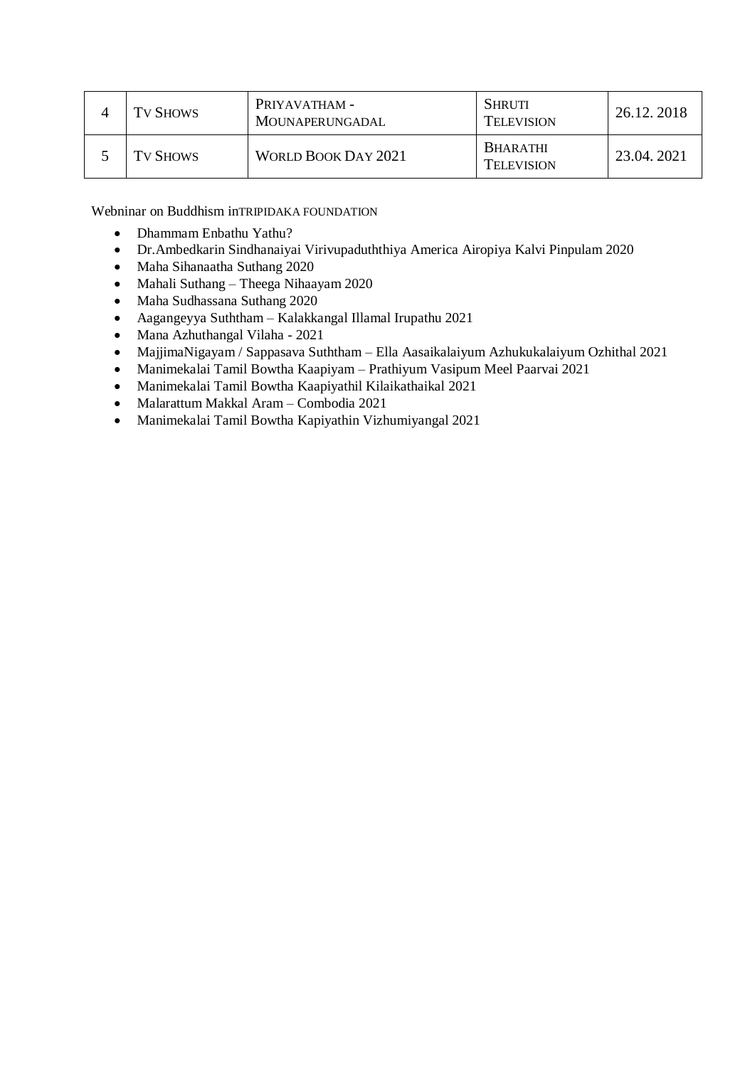| | | | | |
|---|---|---|---|---|
| 4 | TV SHOWS | PRIYAVATHAM - MOUNAPERUNGADAL | SHRUTI TELEVISION | 26.12. 2018 |
| 5 | TV SHOWS | WORLD BOOK DAY 2021 | BHARATHI TELEVISION | 23.04. 2021 |

Webninar on Buddhism inTRIPIDAKA FOUNDATION

- Dhammam Enbathu Yathu?
- Dr.Ambedkarin Sindhanaiyai Virivupaduththiya America Airopiya Kalvi Pinpulam 2020
- Maha Sihanaatha Suthang 2020
- Mahali Suthang – Theega Nihaayam 2020
- Maha Sudhassana Suthang 2020
- Aagangeyya Suththam – Kalakkangal Illamal Irupathu 2021
- Mana Azhuthangal Vilaha - 2021
- MajjimaNigayam / Sappasava Suththam – Ella Aasaikalaiyum Azhukukalaiyum Ozhithal 2021
- Manimekalai Tamil Bowtha Kaapiyam – Prathiyum Vasipum Meel Paarvai 2021
- Manimekalai Tamil Bowtha Kaapiyathil Kilaikathaikal 2021
- Malarattum Makkal Aram – Combodia 2021
- Manimekalai Tamil Bowtha Kapiyathin Vizhumiyangal 2021